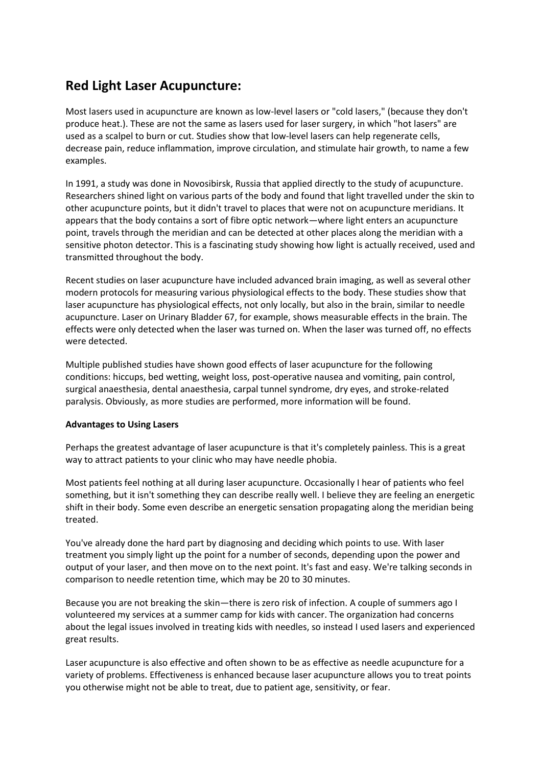## Red Light Laser Acupuncture:

Most lasers used in acupuncture are known as low-level lasers or "cold lasers," (because they don't produce heat.). These are not the same as lasers used for laser surgery, in which "hot lasers" are used as a scalpel to burn or cut. Studies show that low-level lasers can help regenerate cells, decrease pain, reduce inflammation, improve circulation, and stimulate hair growth, to name a few examples.

In 1991, a study was done in Novosibirsk, Russia that applied directly to the study of acupuncture. Researchers shined light on various parts of the body and found that light travelled under the skin to other acupuncture points, but it didn't travel to places that were not on acupuncture meridians. It appears that the body contains a sort of fibre optic network—where light enters an acupuncture point, travels through the meridian and can be detected at other places along the meridian with a sensitive photon detector. This is a fascinating study showing how light is actually received, used and transmitted throughout the body.

Recent studies on laser acupuncture have included advanced brain imaging, as well as several other modern protocols for measuring various physiological effects to the body. These studies show that laser acupuncture has physiological effects, not only locally, but also in the brain, similar to needle acupuncture. Laser on Urinary Bladder 67, for example, shows measurable effects in the brain. The effects were only detected when the laser was turned on. When the laser was turned off, no effects were detected.

Multiple published studies have shown good effects of laser acupuncture for the following conditions: hiccups, bed wetting, weight loss, post-operative nausea and vomiting, pain control, surgical anaesthesia, dental anaesthesia, carpal tunnel syndrome, dry eyes, and stroke-related paralysis. Obviously, as more studies are performed, more information will be found.

**Advantages to Using Lasers**

Perhaps the greatest advantage of laser acupuncture is that it's completely painless. This is a great way to attract patients to your clinic who may have needle phobia.

Most patients feel nothing at all during laser acupuncture. Occasionally I hear of patients who feel something, but it isn't something they can describe really well. I believe they are feeling an energetic shift in their body. Some even describe an energetic sensation propagating along the meridian being treated.

You've already done the hard part by diagnosing and deciding which points to use. With laser treatment you simply light up the point for a number of seconds, depending upon the power and output of your laser, and then move on to the next point. It's fast and easy. We're talking seconds in comparison to needle retention time, which may be 20 to 30 minutes.

Because you are not breaking the skin—there is zero risk of infection. A couple of summers ago I volunteered my services at a summer camp for kids with cancer. The organization had concerns about the legal issues involved in treating kids with needles, so instead I used lasers and experienced great results.

Laser acupuncture is also effective and often shown to be as effective as needle acupuncture for a variety of problems. Effectiveness is enhanced because laser acupuncture allows you to treat points you otherwise might not be able to treat, due to patient age, sensitivity, or fear.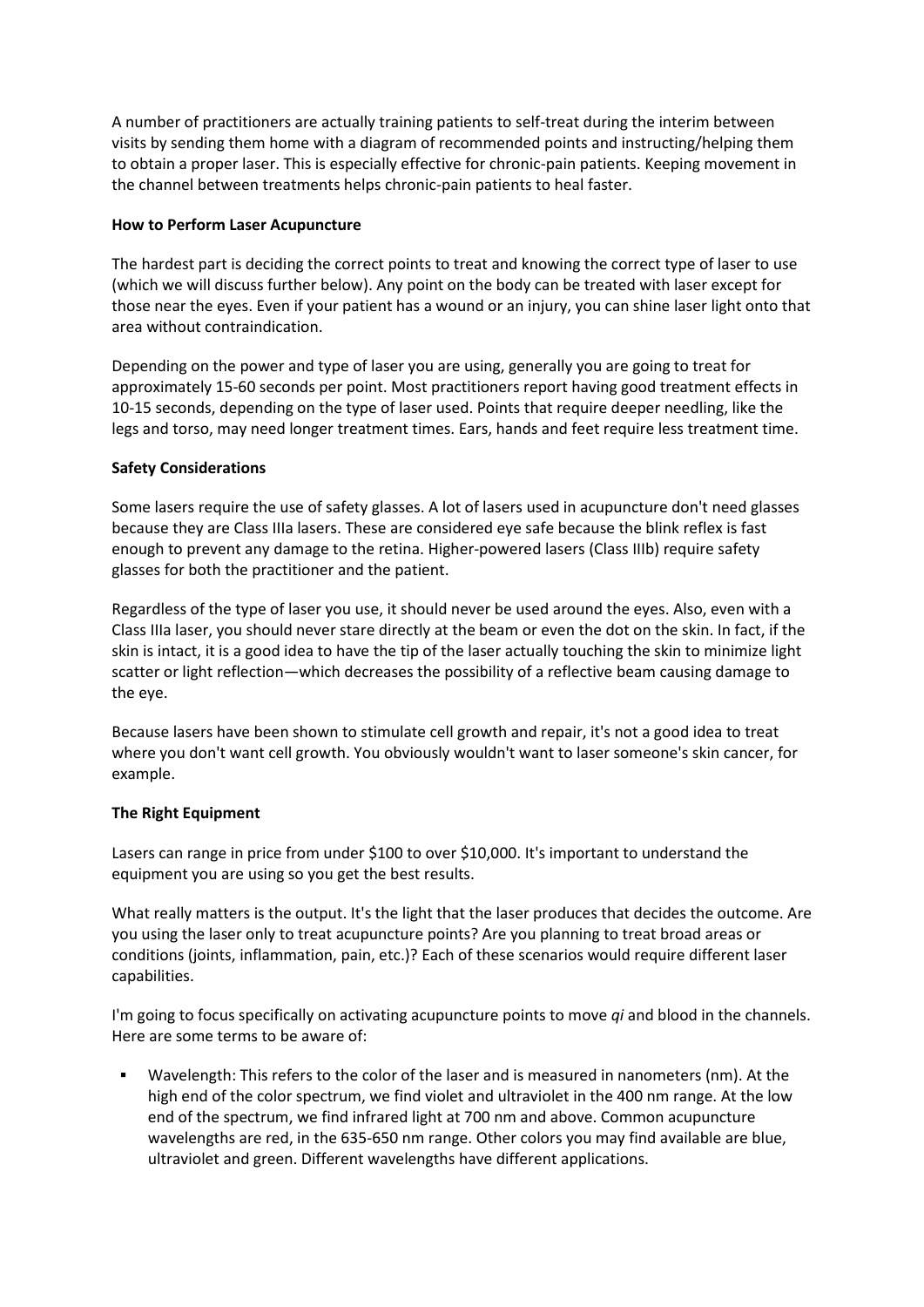A number of practitioners are actually training patients to self-treat during the interim between visits by sending them home with a diagram of recommended points and instructing/helping them to obtain a proper laser. This is especially effective for chronic-pain patients. Keeping movement in the channel between treatments helps chronic-pain patients to heal faster.

**How to Perform Laser Acupuncture**

The hardest part is deciding the correct points to treat and knowing the correct type of laser to use (which we will discuss further below). Any point on the body can be treated with laser except for those near the eyes. Even if your patient has a wound or an injury, you can shine laser light onto that area without contraindication.

Depending on the power and type of laser you are using, generally you are going to treat for approximately 15-60 seconds per point. Most practitioners report having good treatment effects in 10-15 seconds, depending on the type of laser used. Points that require deeper needling, like the legs and torso, may need longer treatment times. Ears, hands and feet require less treatment time.

**Safety Considerations**

Some lasers require the use of safety glasses. A lot of lasers used in acupuncture don't need glasses because they are Class IIIa lasers. These are considered eye safe because the blink reflex is fast enough to prevent any damage to the retina. Higher-powered lasers (Class IIIb) require safety glasses for both the practitioner and the patient.

Regardless of the type of laser you use, it should never be used around the eyes. Also, even with a Class IIIa laser, you should never stare directly at the beam or even the dot on the skin. In fact, if the skin is intact, it is a good idea to have the tip of the laser actually touching the skin to minimize light scatter or light reflection—which decreases the possibility of a reflective beam causing damage to the eye.

Because lasers have been shown to stimulate cell growth and repair, it's not a good idea to treat where you don't want cell growth. You obviously wouldn't want to laser someone's skin cancer, for example.

**The Right Equipment**

Lasers can range in price from under $100 to over $10,000. It's important to understand the equipment you are using so you get the best results.

What really matters is the output. It's the light that the laser produces that decides the outcome. Are you using the laser only to treat acupuncture points? Are you planning to treat broad areas or conditions (joints, inflammation, pain, etc.)? Each of these scenarios would require different laser capabilities.

I'm going to focus specifically on activating acupuncture points to move *qi* and blood in the channels. Here are some terms to be aware of:

- Wavelength: This refers to the color of the laser and is measured in nanometers (nm). At the high end of the color spectrum, we find violet and ultraviolet in the 400 nm range. At the low end of the spectrum, we find infrared light at 700 nm and above. Common acupuncture wavelengths are red, in the 635-650 nm range. Other colors you may find available are blue, ultraviolet and green. Different wavelengths have different applications.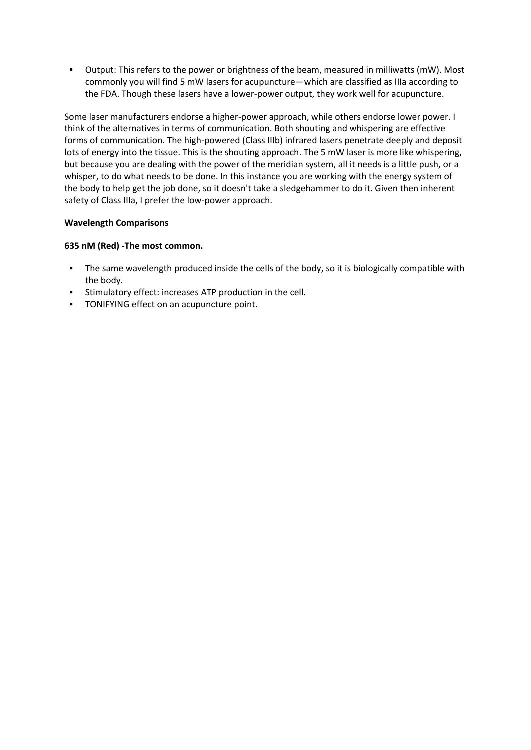- Output: This refers to the power or brightness of the beam, measured in milliwatts (mW). Most commonly you will find 5 mW lasers for acupuncture—which are classified as IIIa according to the FDA. Though these lasers have a lower-power output, they work well for acupuncture.

Some laser manufacturers endorse a higher-power approach, while others endorse lower power. I think of the alternatives in terms of communication. Both shouting and whispering are effective forms of communication. The high-powered (Class IIIb) infrared lasers penetrate deeply and deposit lots of energy into the tissue. This is the shouting approach. The 5 mW laser is more like whispering, but because you are dealing with the power of the meridian system, all it needs is a little push, or a whisper, to do what needs to be done. In this instance you are working with the energy system of the body to help get the job done, so it doesn't take a sledgehammer to do it. Given then inherent safety of Class IIIa, I prefer the low-power approach.

**Wavelength Comparisons**

**635 nM (Red) -The most common.**

- The same wavelength produced inside the cells of the body, so it is biologically compatible with the body.
- Stimulatory effect: increases ATP production in the cell.
- TONIFYING effect on an acupuncture point.